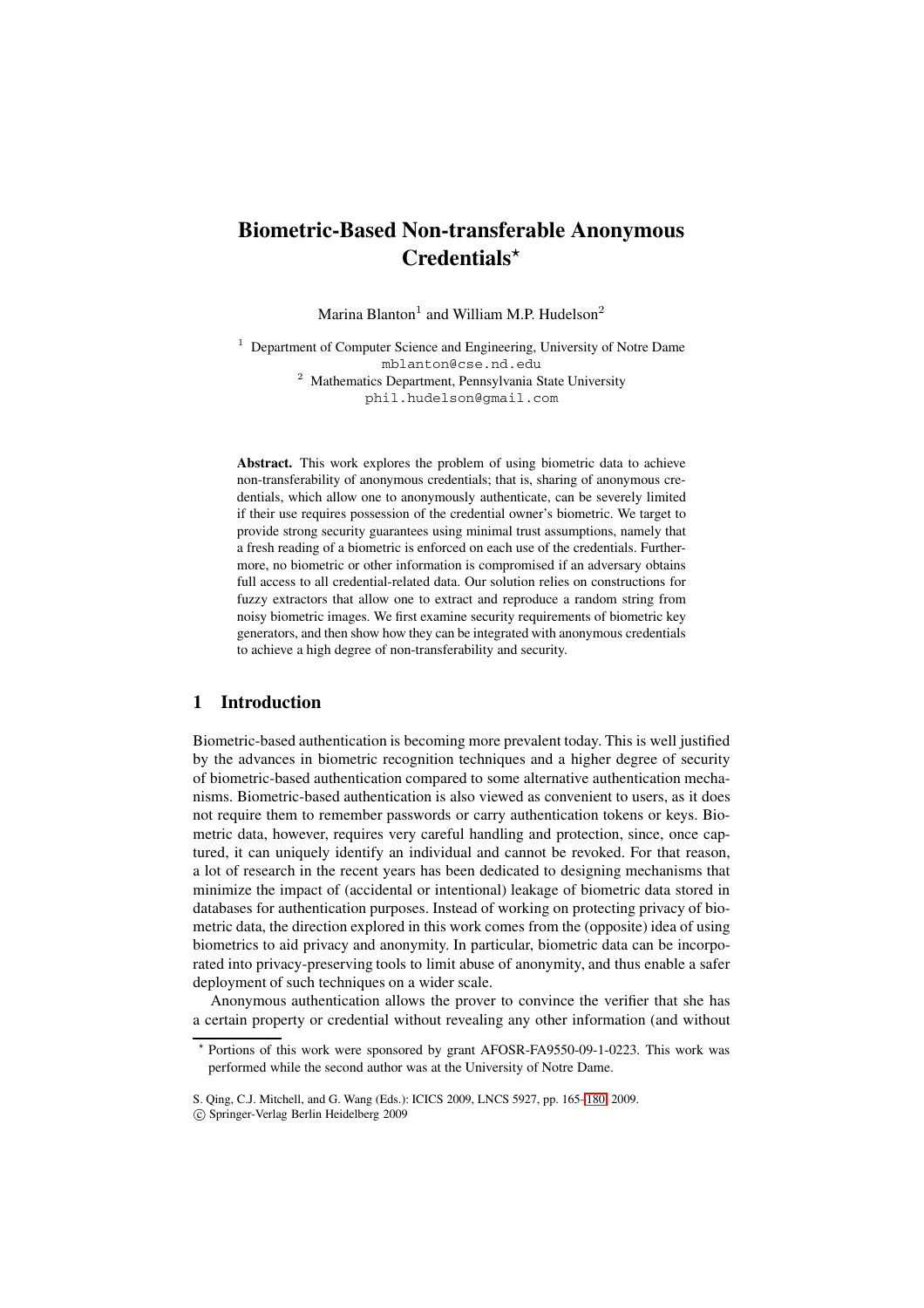# Biometric-Based Non-transferable Anonymous Credentials*

Marina Blanton[1] and William M.P. Hudelson[2]

[1] Department of Computer Science and Engineering, University of Notre Dame
mblanton@cse.nd.edu
[2] Mathematics Department, Pennsylvania State University
phil.hudelson@gmail.com

**Abstract.** This work explores the problem of using biometric data to achieve non-transferability of anonymous credentials; that is, sharing of anonymous credentials, which allow one to anonymously authenticate, can be severely limited if their use requires possession of the credential owner's biometric. We target to provide strong security guarantees using minimal trust assumptions, namely that a fresh reading of a biometric is enforced on each use of the credentials. Furthermore, no biometric or other information is compromised if an adversary obtains full access to all credential-related data. Our solution relies on constructions for fuzzy extractors that allow one to extract and reproduce a random string from noisy biometric images. We first examine security requirements of biometric key generators, and then show how they can be integrated with anonymous credentials to achieve a high degree of non-transferability and security.

## 1 Introduction

Biometric-based authentication is becoming more prevalent today. This is well justified by the advances in biometric recognition techniques and a higher degree of security of biometric-based authentication compared to some alternative authentication mechanisms. Biometric-based authentication is also viewed as convenient to users, as it does not require them to remember passwords or carry authentication tokens or keys. Biometric data, however, requires very careful handling and protection, since, once captured, it can uniquely identify an individual and cannot be revoked. For that reason, a lot of research in the recent years has been dedicated to designing mechanisms that minimize the impact of (accidental or intentional) leakage of biometric data stored in databases for authentication purposes. Instead of working on protecting privacy of biometric data, the direction explored in this work comes from the (opposite) idea of using biometrics to aid privacy and anonymity. In particular, biometric data can be incorporated into privacy-preserving tools to limit abuse of anonymity, and thus enable a safer deployment of such techniques on a wider scale.

Anonymous authentication allows the prover to convince the verifier that she has a certain property or credential without revealing any other information (and without

* Portions of this work were sponsored by grant AFOSR-FA9550-09-1-0223. This work was performed while the second author was at the University of Notre Dame.

S. Qing, C.J. Mitchell, and G. Wang (Eds.): ICICS 2009, LNCS 5927, pp. 165–180, 2009.
© Springer-Verlag Berlin Heidelberg 2009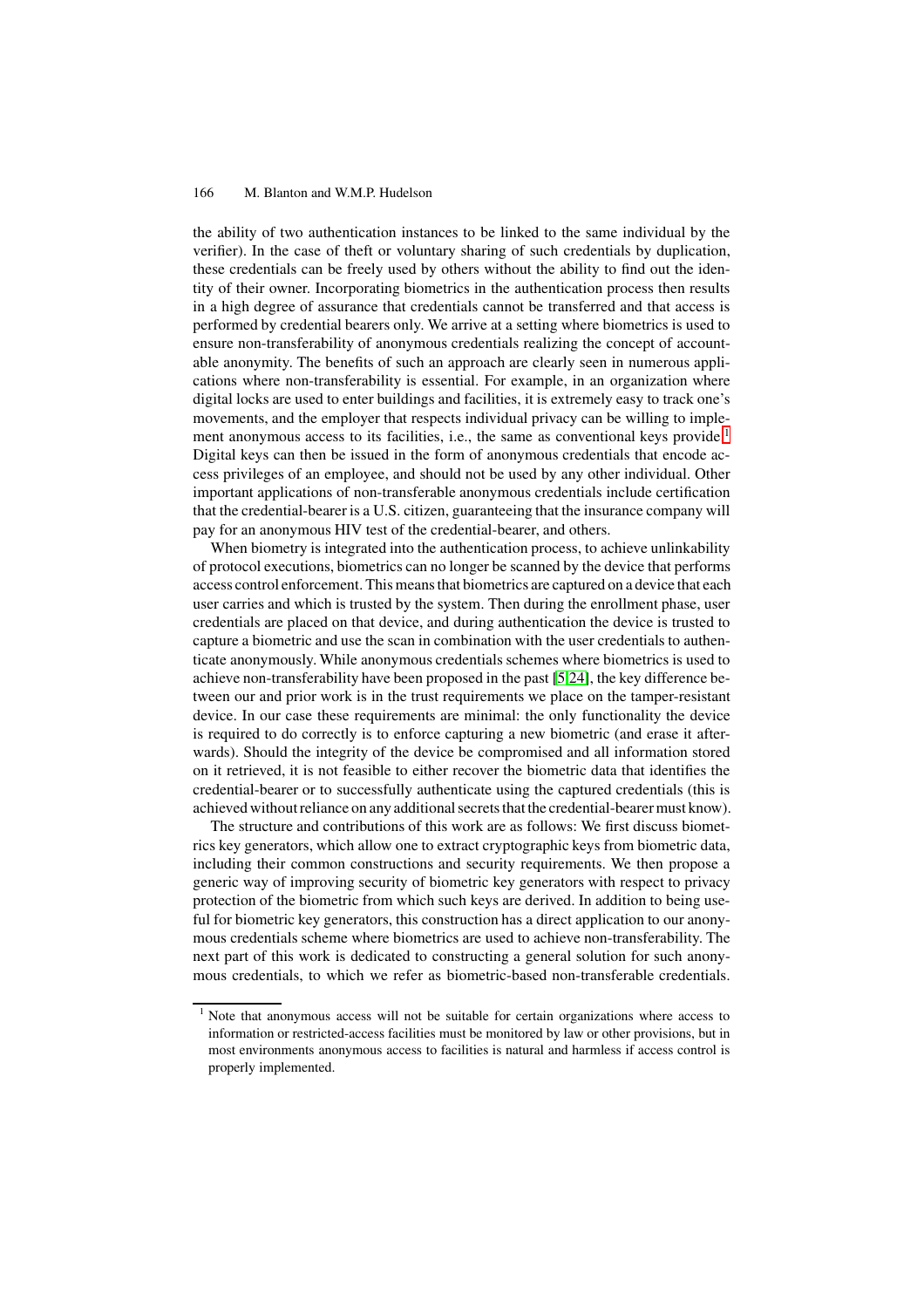the ability of two authentication instances to be linked to the same individual by the verifier). In the case of theft or voluntary sharing of such credentials by duplication, these credentials can be freely used by others without the ability to find out the identity of their owner. Incorporating biometrics in the authentication process then results in a high degree of assurance that credentials cannot be transferred and that access is performed by credential bearers only. We arrive at a setting where biometrics is used to ensure non-transferability of anonymous credentials realizing the concept of accountable anonymity. The benefits of such an approach are clearly seen in numerous applications where non-transferability is essential. For example, in an organization where digital locks are used to enter buildings and facilities, it is extremely easy to track one's movements, and the employer that respects individual privacy can be willing to implement anonymous access to its facilities, i.e., the same as conventional keys provide.[1] Digital keys can then be issued in the form of anonymous credentials that encode access privileges of an employee, and should not be used by any other individual. Other important applications of non-transferable anonymous credentials include certification that the credential-bearer is a U.S. citizen, guaranteeing that the insurance company will pay for an anonymous HIV test of the credential-bearer, and others.

When biometry is integrated into the authentication process, to achieve unlinkability of protocol executions, biometrics can no longer be scanned by the device that performs access control enforcement. This means that biometrics are captured on a device that each user carries and which is trusted by the system. Then during the enrollment phase, user credentials are placed on that device, and during authentication the device is trusted to capture a biometric and use the scan in combination with the user credentials to authenticate anonymously. While anonymous credentials schemes where biometrics is used to achieve non-transferability have been proposed in the past [5,24], the key difference between our and prior work is in the trust requirements we place on the tamper-resistant device. In our case these requirements are minimal: the only functionality the device is required to do correctly is to enforce capturing a new biometric (and erase it afterwards). Should the integrity of the device be compromised and all information stored on it retrieved, it is not feasible to either recover the biometric data that identifies the credential-bearer or to successfully authenticate using the captured credentials (this is achieved without reliance on any additional secrets that the credential-bearer must know).

The structure and contributions of this work are as follows: We first discuss biometrics key generators, which allow one to extract cryptographic keys from biometric data, including their common constructions and security requirements. We then propose a generic way of improving security of biometric key generators with respect to privacy protection of the biometric from which such keys are derived. In addition to being useful for biometric key generators, this construction has a direct application to our anonymous credentials scheme where biometrics are used to achieve non-transferability. The next part of this work is dedicated to constructing a general solution for such anonymous credentials, to which we refer as biometric-based non-transferable credentials.

[1] Note that anonymous access will not be suitable for certain organizations where access to information or restricted-access facilities must be monitored by law or other provisions, but in most environments anonymous access to facilities is natural and harmless if access control is properly implemented.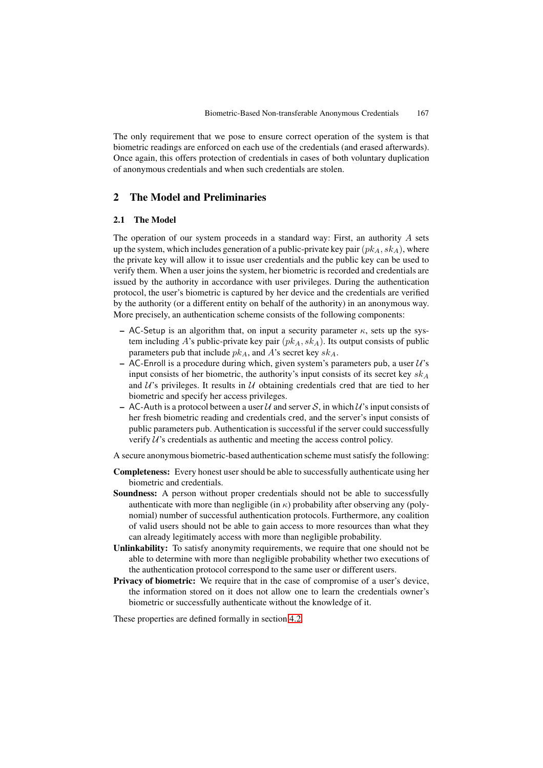The only requirement that we pose to ensure correct operation of the system is that biometric readings are enforced on each use of the credentials (and erased afterwards). Once again, this offers protection of credentials in cases of both voluntary duplication of anonymous credentials and when such credentials are stolen.

## 2 The Model and Preliminaries

### 2.1 The Model

The operation of our system proceeds in a standard way: First, an authority $A$ sets up the system, which includes generation of a public-private key pair $(pk_A, sk_A)$, where the private key will allow it to issue user credentials and the public key can be used to verify them. When a user joins the system, her biometric is recorded and credentials are issued by the authority in accordance with user privileges. During the authentication protocol, the user's biometric is captured by her device and the credentials are verified by the authority (or a different entity on behalf of the authority) in an anonymous way. More precisely, an authentication scheme consists of the following components:

- $\mathsf{AC\text{-}Setup}$ is an algorithm that, on input a security parameter $\kappa$, sets up the system including $A$'s public-private key pair $(pk_A, sk_A)$. Its output consists of public parameters $\mathsf{pub}$ that include $pk_A$, and $A$'s secret key $sk_A$.
- $\mathsf{AC\text{-}Enroll}$ is a procedure during which, given system's parameters $\mathsf{pub}$, a user $\mathcal{U}$'s input consists of her biometric, the authority's input consists of its secret key $sk_A$ and $\mathcal{U}$'s privileges. It results in $\mathcal{U}$ obtaining credentials $\mathsf{cred}$ that are tied to her biometric and specify her access privileges.
- $\mathsf{AC\text{-}Auth}$ is a protocol between a user $\mathcal{U}$ and server $\mathcal{S}$, in which $\mathcal{U}$'s input consists of her fresh biometric reading and credentials $\mathsf{cred}$, and the server's input consists of public parameters $\mathsf{pub}$. Authentication is successful if the server could successfully verify $\mathcal{U}$'s credentials as authentic and meeting the access control policy.

A secure anonymous biometric-based authentication scheme must satisfy the following:

**Completeness:** Every honest user should be able to successfully authenticate using her biometric and credentials.

**Soundness:** A person without proper credentials should not be able to successfully authenticate with more than negligible (in $\kappa$) probability after observing any (polynomial) number of successful authentication protocols. Furthermore, any coalition of valid users should not be able to gain access to more resources than what they can already legitimately access with more than negligible probability.

**Unlinkability:** To satisfy anonymity requirements, we require that one should not be able to determine with more than negligible probability whether two executions of the authentication protocol correspond to the same user or different users.

**Privacy of biometric:** We require that in the case of compromise of a user's device, the information stored on it does not allow one to learn the credentials owner's biometric or successfully authenticate without the knowledge of it.

These properties are defined formally in section 4.2.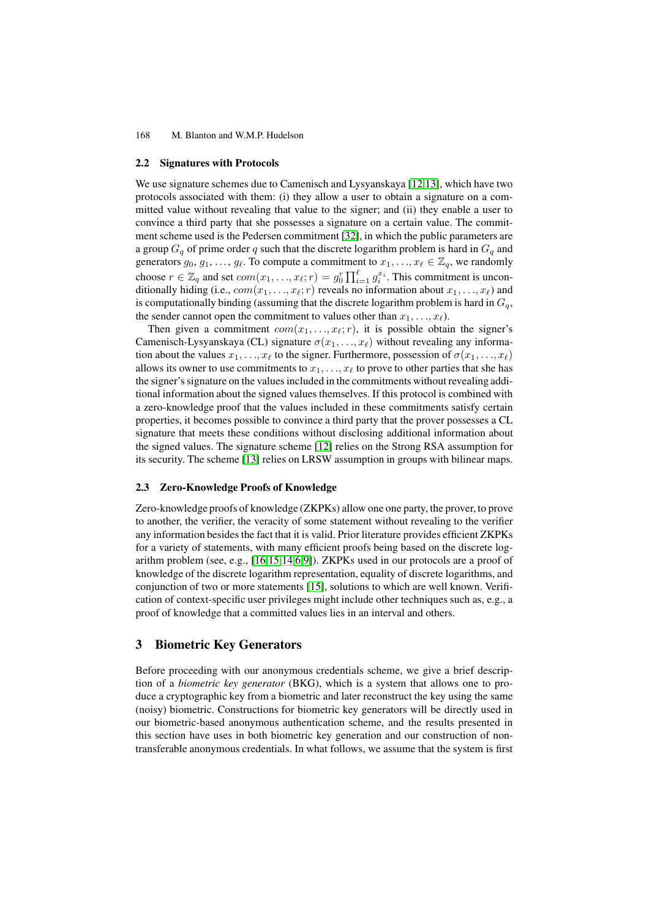### 2.2 Signatures with Protocols

We use signature schemes due to Camenisch and Lysyanskaya [12,13], which have two protocols associated with them: (i) they allow a user to obtain a signature on a committed value without revealing that value to the signer; and (ii) they enable a user to convince a third party that she possesses a signature on a certain value. The commitment scheme used is the Pedersen commitment [32], in which the public parameters are a group $G_q$ of prime order $q$ such that the discrete logarithm problem is hard in $G_q$ and generators $g_0, g_1, \ldots, g_\ell$. To compute a commitment to $x_1, \ldots, x_\ell \in \mathbb{Z}_q$, we randomly choose $r \in \mathbb{Z}_q$ and set $com(x_1, \ldots, x_\ell; r) = g_0^r \prod_{i=1}^{\ell} g_i^{x_i}$. This commitment is unconditionally hiding (i.e., $com(x_1, \ldots, x_\ell; r)$ reveals no information about $x_1, \ldots, x_\ell$) and is computationally binding (assuming that the discrete logarithm problem is hard in $G_q$, the sender cannot open the commitment to values other than $x_1, \ldots, x_\ell$).

Then given a commitment $com(x_1, \ldots, x_\ell; r)$, it is possible obtain the signer's Camenisch-Lysyanskaya (CL) signature $\sigma(x_1, \ldots, x_\ell)$ without revealing any information about the values $x_1, \ldots, x_\ell$ to the signer. Furthermore, possession of $\sigma(x_1, \ldots, x_\ell)$ allows its owner to use commitments to $x_1, \ldots, x_\ell$ to prove to other parties that she has the signer's signature on the values included in the commitments without revealing additional information about the signed values themselves. If this protocol is combined with a zero-knowledge proof that the values included in these commitments satisfy certain properties, it becomes possible to convince a third party that the prover possesses a CL signature that meets these conditions without disclosing additional information about the signed values. The signature scheme [12] relies on the Strong RSA assumption for its security. The scheme [13] relies on LRSW assumption in groups with bilinear maps.

### 2.3 Zero-Knowledge Proofs of Knowledge

Zero-knowledge proofs of knowledge (ZKPKs) allow one one party, the prover, to prove to another, the verifier, the veracity of some statement without revealing to the verifier any information besides the fact that it is valid. Prior literature provides efficient ZKPKs for a variety of statements, with many efficient proofs being based on the discrete logarithm problem (see, e.g., [16,15,14,6,9]). ZKPKs used in our protocols are a proof of knowledge of the discrete logarithm representation, equality of discrete logarithms, and conjunction of two or more statements [15], solutions to which are well known. Verification of context-specific user privileges might include other techniques such as, e.g., a proof of knowledge that a committed values lies in an interval and others.

## 3 Biometric Key Generators

Before proceeding with our anonymous credentials scheme, we give a brief description of a *biometric key generator* (BKG), which is a system that allows one to produce a cryptographic key from a biometric and later reconstruct the key using the same (noisy) biometric. Constructions for biometric key generators will be directly used in our biometric-based anonymous authentication scheme, and the results presented in this section have uses in both biometric key generation and our construction of non-transferable anonymous credentials. In what follows, we assume that the system is first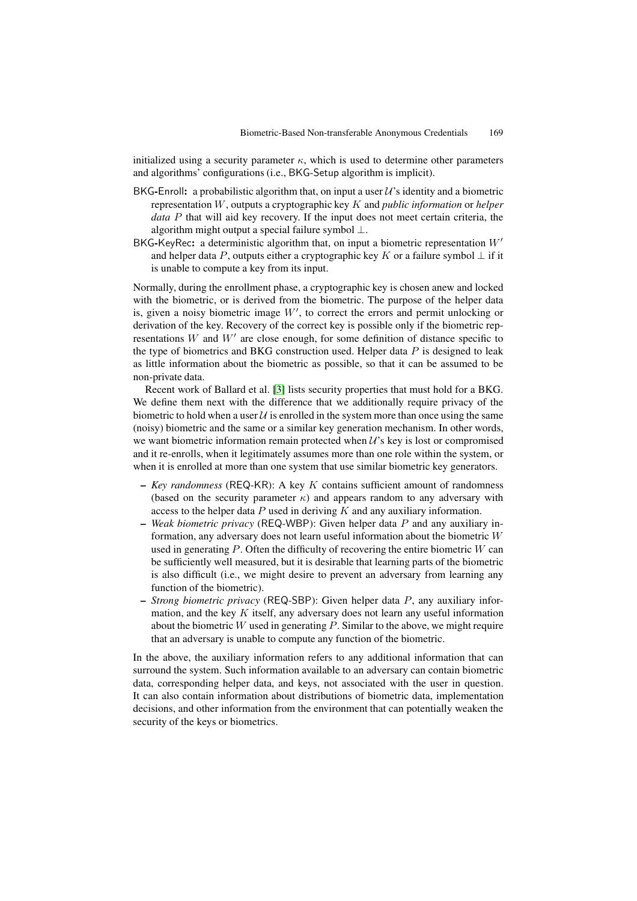initialized using a security parameter $\kappa$, which is used to determine other parameters and algorithms' configurations (i.e., BKG-Setup algorithm is implicit).

**BKG-Enroll:** a probabilistic algorithm that, on input a user $\mathcal{U}$'s identity and a biometric representation $W$, outputs a cryptographic key $K$ and *public information* or *helper data* $P$ that will aid key recovery. If the input does not meet certain criteria, the algorithm might output a special failure symbol $\perp$.

**BKG-KeyRec:** a deterministic algorithm that, on input a biometric representation $W'$ and helper data $P$, outputs either a cryptographic key $K$ or a failure symbol $\perp$ if it is unable to compute a key from its input.

Normally, during the enrollment phase, a cryptographic key is chosen anew and locked with the biometric, or is derived from the biometric. The purpose of the helper data is, given a noisy biometric image $W'$, to correct the errors and permit unlocking or derivation of the key. Recovery of the correct key is possible only if the biometric representations $W$ and $W'$ are close enough, for some definition of distance specific to the type of biometrics and BKG construction used. Helper data $P$ is designed to leak as little information about the biometric as possible, so that it can be assumed to be non-private data.

Recent work of Ballard et al. [3] lists security properties that must hold for a BKG. We define them next with the difference that we additionally require privacy of the biometric to hold when a user $\mathcal{U}$ is enrolled in the system more than once using the same (noisy) biometric and the same or a similar key generation mechanism. In other words, we want biometric information remain protected when $\mathcal{U}$'s key is lost or compromised and it re-enrolls, when it legitimately assumes more than one role within the system, or when it is enrolled at more than one system that use similar biometric key generators.

- *Key randomness* (REQ-KR): A key $K$ contains sufficient amount of randomness (based on the security parameter $\kappa$) and appears random to any adversary with access to the helper data $P$ used in deriving $K$ and any auxiliary information.
- *Weak biometric privacy* (REQ-WBP): Given helper data $P$ and any auxiliary information, any adversary does not learn useful information about the biometric $W$ used in generating $P$. Often the difficulty of recovering the entire biometric $W$ can be sufficiently well measured, but it is desirable that learning parts of the biometric is also difficult (i.e., we might desire to prevent an adversary from learning any function of the biometric).
- *Strong biometric privacy* (REQ-SBP): Given helper data $P$, any auxiliary information, and the key $K$ itself, any adversary does not learn any useful information about the biometric $W$ used in generating $P$. Similar to the above, we might require that an adversary is unable to compute any function of the biometric.

In the above, the auxiliary information refers to any additional information that can surround the system. Such information available to an adversary can contain biometric data, corresponding helper data, and keys, not associated with the user in question. It can also contain information about distributions of biometric data, implementation decisions, and other information from the environment that can potentially weaken the security of the keys or biometrics.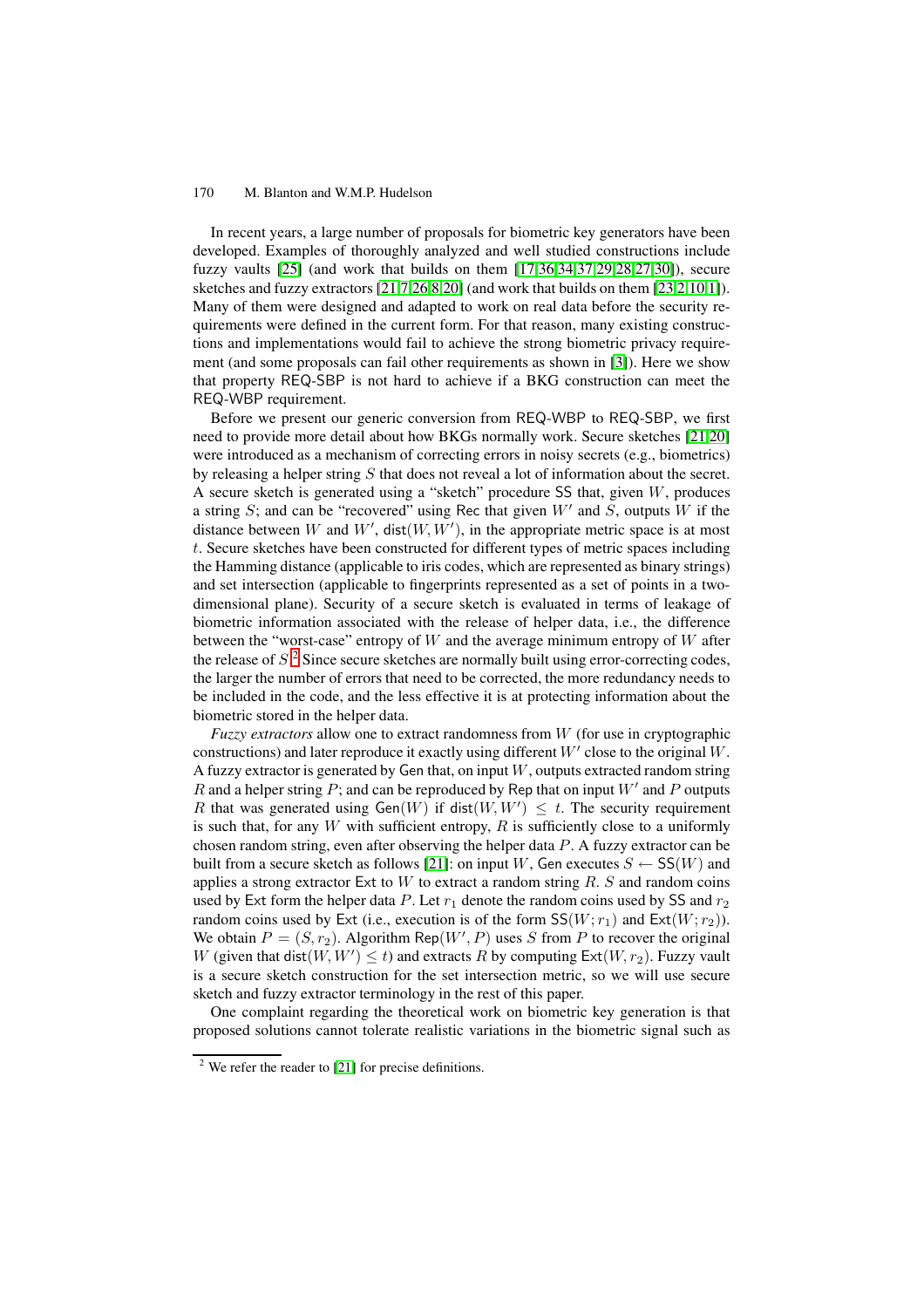In recent years, a large number of proposals for biometric key generators have been developed. Examples of thoroughly analyzed and well studied constructions include fuzzy vaults [25] (and work that builds on them [17,36,34,37,29,28,27,30]), secure sketches and fuzzy extractors [21,7,26,8,20] (and work that builds on them [23,2,10,1]). Many of them were designed and adapted to work on real data before the security requirements were defined in the current form. For that reason, many existing constructions and implementations would fail to achieve the strong biometric privacy requirement (and some proposals can fail other requirements as shown in [3]). Here we show that property REQ-SBP is not hard to achieve if a BKG construction can meet the REQ-WBP requirement.

Before we present our generic conversion from REQ-WBP to REQ-SBP, we first need to provide more detail about how BKGs normally work. Secure sketches [21,20] were introduced as a mechanism of correcting errors in noisy secrets (e.g., biometrics) by releasing a helper string $S$ that does not reveal a lot of information about the secret. A secure sketch is generated using a "sketch" procedure SS that, given $W$, produces a string $S$; and can be "recovered" using Rec that given $W'$ and $S$, outputs $W$ if the distance between $W$ and $W'$, $\mathsf{dist}(W, W')$, in the appropriate metric space is at most $t$. Secure sketches have been constructed for different types of metric spaces including the Hamming distance (applicable to iris codes, which are represented as binary strings) and set intersection (applicable to fingerprints represented as a set of points in a two-dimensional plane). Security of a secure sketch is evaluated in terms of leakage of biometric information associated with the release of helper data, i.e., the difference between the "worst-case" entropy of $W$ and the average minimum entropy of $W$ after the release of $S$.[2] Since secure sketches are normally built using error-correcting codes, the larger the number of errors that need to be corrected, the more redundancy needs to be included in the code, and the less effective it is at protecting information about the biometric stored in the helper data.

*Fuzzy extractors* allow one to extract randomness from $W$ (for use in cryptographic constructions) and later reproduce it exactly using different $W'$ close to the original $W$. A fuzzy extractor is generated by Gen that, on input $W$, outputs extracted random string $R$ and a helper string $P$; and can be reproduced by Rep that on input $W'$ and $P$ outputs $R$ that was generated using $\mathsf{Gen}(W)$ if $\mathsf{dist}(W, W') \leq t$. The security requirement is such that, for any $W$ with sufficient entropy, $R$ is sufficiently close to a uniformly chosen random string, even after observing the helper data $P$. A fuzzy extractor can be built from a secure sketch as follows [21]: on input $W$, Gen executes $S \leftarrow \mathsf{SS}(W)$ and applies a strong extractor Ext to $W$ to extract a random string $R$. $S$ and random coins used by Ext form the helper data $P$. Let $r_1$ denote the random coins used by SS and $r_2$ random coins used by Ext (i.e., execution is of the form $\mathsf{SS}(W; r_1)$ and $\mathsf{Ext}(W; r_2)$). We obtain $P = (S, r_2)$. Algorithm $\mathsf{Rep}(W', P)$ uses $S$ from $P$ to recover the original $W$ (given that $\mathsf{dist}(W, W') \leq t$) and extracts $R$ by computing $\mathsf{Ext}(W, r_2)$. Fuzzy vault is a secure sketch construction for the set intersection metric, so we will use secure sketch and fuzzy extractor terminology in the rest of this paper.

One complaint regarding the theoretical work on biometric key generation is that proposed solutions cannot tolerate realistic variations in the biometric signal such as

[2] We refer the reader to [21] for precise definitions.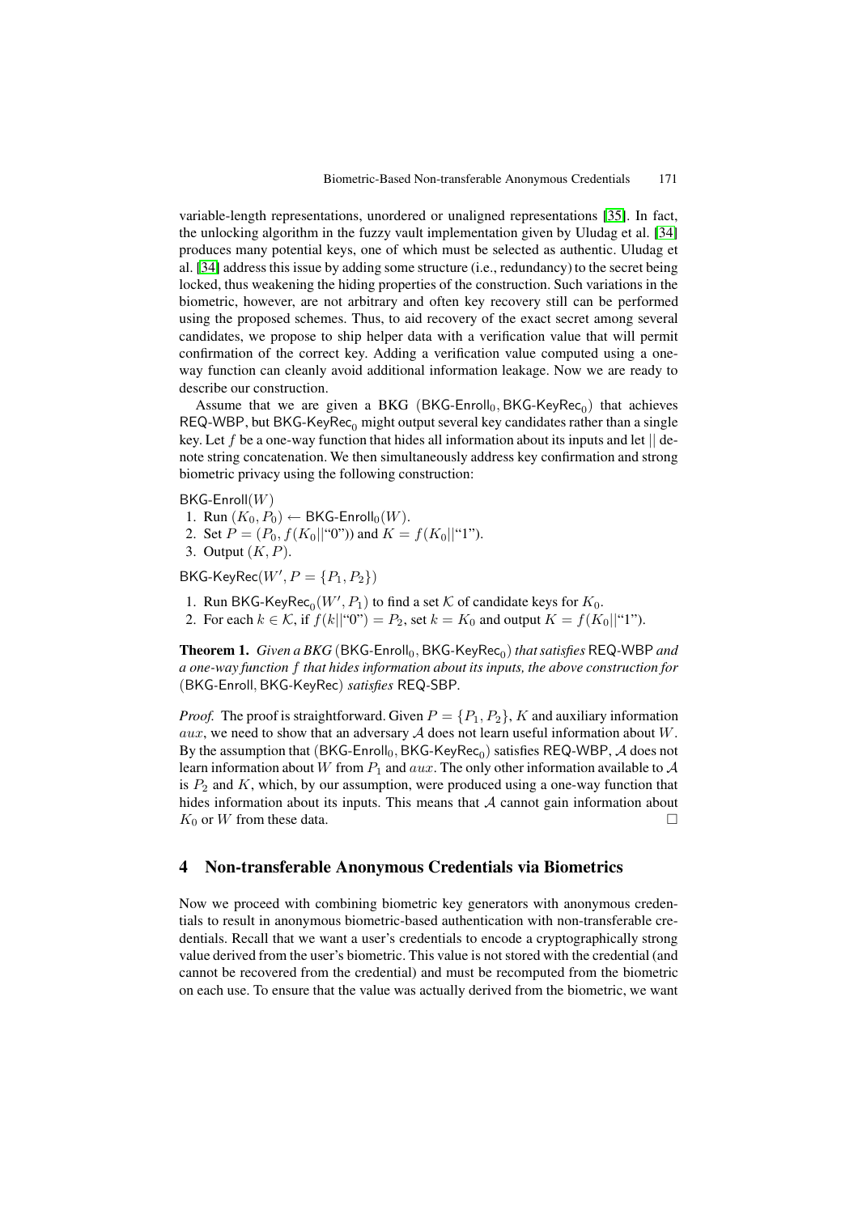variable-length representations, unordered or unaligned representations [35]. In fact, the unlocking algorithm in the fuzzy vault implementation given by Uludag et al. [34] produces many potential keys, one of which must be selected as authentic. Uludag et al. [34] address this issue by adding some structure (i.e., redundancy) to the secret being locked, thus weakening the hiding properties of the construction. Such variations in the biometric, however, are not arbitrary and often key recovery still can be performed using the proposed schemes. Thus, to aid recovery of the exact secret among several candidates, we propose to ship helper data with a verification value that will permit confirmation of the correct key. Adding a verification value computed using a one-way function can cleanly avoid additional information leakage. Now we are ready to describe our construction.

Assume that we are given a BKG $(\mathsf{BKG\text{-}Enroll}_0, \mathsf{BKG\text{-}KeyRec}_0)$ that achieves REQ-WBP, but $\mathsf{BKG\text{-}KeyRec}_0$ might output several key candidates rather than a single key. Let $f$ be a one-way function that hides all information about its inputs and let $||$ denote string concatenation. We then simultaneously address key confirmation and strong biometric privacy using the following construction:

$\mathsf{BKG\text{-}Enroll}(W)$

1. Run $(K_0, P_0) \leftarrow \mathsf{BKG\text{-}Enroll}_0(W)$.
2. Set $P = (P_0, f(K_0||\text{"0"}))$ and $K = f(K_0||\text{"1"})$.
3. Output $(K, P)$.

$\mathsf{BKG\text{-}KeyRec}(W', P = \{P_1, P_2\})$

1. Run $\mathsf{BKG\text{-}KeyRec}_0(W', P_1)$ to find a set $\mathcal{K}$ of candidate keys for $K_0$.
2. For each $k \in \mathcal{K}$, if $f(k||\text{"0"}) = P_2$, set $k = K_0$ and output $K = f(K_0||\text{"1"})$.

**Theorem 1.** *Given a BKG* $(\mathsf{BKG\text{-}Enroll}_0, \mathsf{BKG\text{-}KeyRec}_0)$ *that satisfies* REQ-WBP *and a one-way function* $f$ *that hides information about its inputs, the above construction for* $(\mathsf{BKG\text{-}Enroll}, \mathsf{BKG\text{-}KeyRec})$ *satisfies* REQ-SBP.

*Proof.* The proof is straightforward. Given $P = \{P_1, P_2\}$, $K$ and auxiliary information $aux$, we need to show that an adversary $\mathcal{A}$ does not learn useful information about $W$. By the assumption that $(\mathsf{BKG\text{-}Enroll}_0, \mathsf{BKG\text{-}KeyRec}_0)$ satisfies REQ-WBP, $\mathcal{A}$ does not learn information about $W$ from $P_1$ and $aux$. The only other information available to $\mathcal{A}$ is $P_2$ and $K$, which, by our assumption, were produced using a one-way function that hides information about its inputs. This means that $\mathcal{A}$ cannot gain information about $K_0$ or $W$ from these data. □

## 4 Non-transferable Anonymous Credentials via Biometrics

Now we proceed with combining biometric key generators with anonymous credentials to result in anonymous biometric-based authentication with non-transferable credentials. Recall that we want a user's credentials to encode a cryptographically strong value derived from the user's biometric. This value is not stored with the credential (and cannot be recovered from the credential) and must be recomputed from the biometric on each use. To ensure that the value was actually derived from the biometric, we want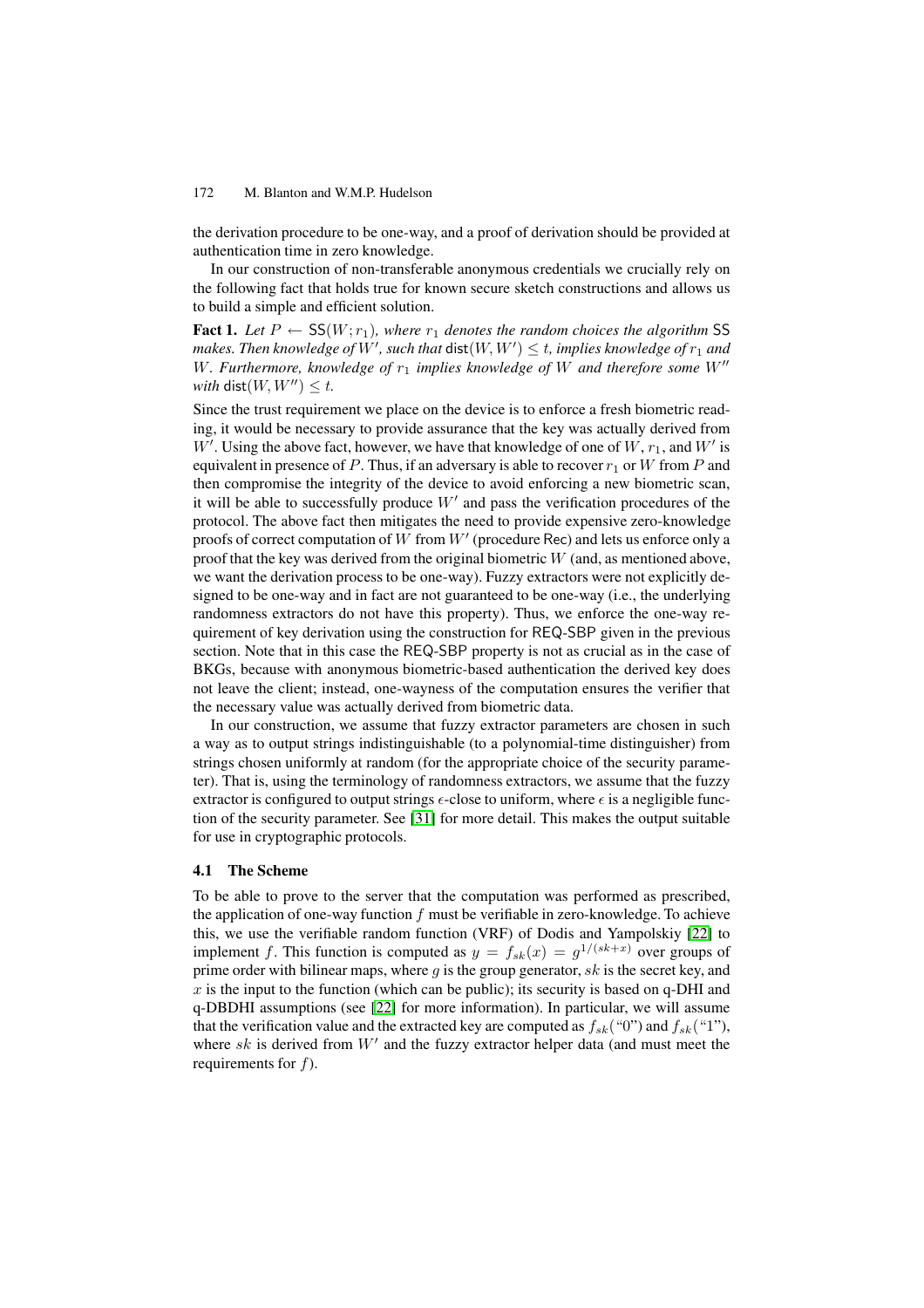the derivation procedure to be one-way, and a proof of derivation should be provided at authentication time in zero knowledge.

In our construction of non-transferable anonymous credentials we crucially rely on the following fact that holds true for known secure sketch constructions and allows us to build a simple and efficient solution.

**Fact 1.** *Let $P \leftarrow \mathsf{SS}(W; r_1)$, where $r_1$ denotes the random choices the algorithm* SS *makes. Then knowledge of $W'$, such that $\mathsf{dist}(W, W') \leq t$, implies knowledge of $r_1$ and $W$. Furthermore, knowledge of $r_1$ implies knowledge of $W$ and therefore some $W''$ with $\mathsf{dist}(W, W'') \leq t$.*

Since the trust requirement we place on the device is to enforce a fresh biometric reading, it would be necessary to provide assurance that the key was actually derived from $W'$. Using the above fact, however, we have that knowledge of one of $W$, $r_1$, and $W'$ is equivalent in presence of $P$. Thus, if an adversary is able to recover $r_1$ or $W$ from $P$ and then compromise the integrity of the device to avoid enforcing a new biometric scan, it will be able to successfully produce $W'$ and pass the verification procedures of the protocol. The above fact then mitigates the need to provide expensive zero-knowledge proofs of correct computation of $W$ from $W'$ (procedure Rec) and lets us enforce only a proof that the key was derived from the original biometric $W$ (and, as mentioned above, we want the derivation process to be one-way). Fuzzy extractors were not explicitly designed to be one-way and in fact are not guaranteed to be one-way (i.e., the underlying randomness extractors do not have this property). Thus, we enforce the one-way requirement of key derivation using the construction for REQ-SBP given in the previous section. Note that in this case the REQ-SBP property is not as crucial as in the case of BKGs, because with anonymous biometric-based authentication the derived key does not leave the client; instead, one-wayness of the computation ensures the verifier that the necessary value was actually derived from biometric data.

In our construction, we assume that fuzzy extractor parameters are chosen in such a way as to output strings indistinguishable (to a polynomial-time distinguisher) from strings chosen uniformly at random (for the appropriate choice of the security parameter). That is, using the terminology of randomness extractors, we assume that the fuzzy extractor is configured to output strings $\epsilon$-close to uniform, where $\epsilon$ is a negligible function of the security parameter. See [31] for more detail. This makes the output suitable for use in cryptographic protocols.

### 4.1 The Scheme

To be able to prove to the server that the computation was performed as prescribed, the application of one-way function $f$ must be verifiable in zero-knowledge. To achieve this, we use the verifiable random function (VRF) of Dodis and Yampolskiy [22] to implement $f$. This function is computed as $y = f_{sk}(x) = g^{1/(sk+x)}$ over groups of prime order with bilinear maps, where $g$ is the group generator, $sk$ is the secret key, and $x$ is the input to the function (which can be public); its security is based on q-DHI and q-DBDHI assumptions (see [22] for more information). In particular, we will assume that the verification value and the extracted key are computed as $f_{sk}(\text{“0”})$ and $f_{sk}(\text{“1”})$, where $sk$ is derived from $W'$ and the fuzzy extractor helper data (and must meet the requirements for $f$).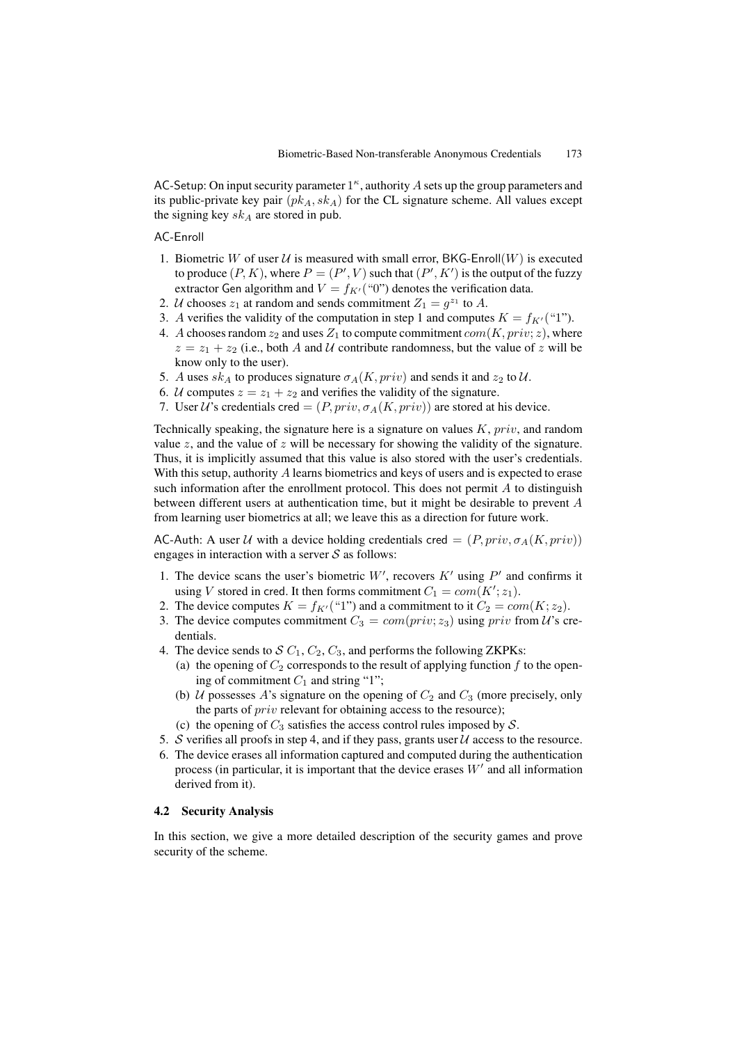AC-Setup: On input security parameter $1^\kappa$, authority $A$ sets up the group parameters and its public-private key pair $(pk_A, sk_A)$ for the CL signature scheme. All values except the signing key $sk_A$ are stored in pub.

AC-Enroll

1. Biometric $W$ of user $\mathcal{U}$ is measured with small error, BKG-Enroll($W$) is executed to produce $(P, K)$, where $P = (P', V)$ such that $(P', K')$ is the output of the fuzzy extractor Gen algorithm and $V = f_{K'}(\text{"0"})$ denotes the verification data.
2. $\mathcal{U}$ chooses $z_1$ at random and sends commitment $Z_1 = g^{z_1}$ to $A$.
3. $A$ verifies the validity of the computation in step 1 and computes $K = f_{K'}(\text{"1"})$.
4. $A$ chooses random $z_2$ and uses $Z_1$ to compute commitment $com(K, priv; z)$, where $z = z_1 + z_2$ (i.e., both $A$ and $\mathcal{U}$ contribute randomness, but the value of $z$ will be know only to the user).
5. $A$ uses $sk_A$ to produces signature $\sigma_A(K, priv)$ and sends it and $z_2$ to $\mathcal{U}$.
6. $\mathcal{U}$ computes $z = z_1 + z_2$ and verifies the validity of the signature.
7. User $\mathcal{U}$'s credentials cred $= (P, priv, \sigma_A(K, priv))$ are stored at his device.

Technically speaking, the signature here is a signature on values $K$, $priv$, and random value $z$, and the value of $z$ will be necessary for showing the validity of the signature. Thus, it is implicitly assumed that this value is also stored with the user's credentials. With this setup, authority $A$ learns biometrics and keys of users and is expected to erase such information after the enrollment protocol. This does not permit $A$ to distinguish between different users at authentication time, but it might be desirable to prevent $A$ from learning user biometrics at all; we leave this as a direction for future work.

AC-Auth: A user $\mathcal{U}$ with a device holding credentials cred $= (P, priv, \sigma_A(K, priv))$ engages in interaction with a server $\mathcal{S}$ as follows:

1. The device scans the user's biometric $W'$, recovers $K'$ using $P'$ and confirms it using $V$ stored in cred. It then forms commitment $C_1 = com(K'; z_1)$.
2. The device computes $K = f_{K'}(\text{"1"})$ and a commitment to it $C_2 = com(K; z_2)$.
3. The device computes commitment $C_3 = com(priv; z_3)$ using $priv$ from $\mathcal{U}$'s credentials.
4. The device sends to $\mathcal{S}$ $C_1$, $C_2$, $C_3$, and performs the following ZKPKs:
   (a) the opening of $C_2$ corresponds to the result of applying function $f$ to the opening of commitment $C_1$ and string "1";
   (b) $\mathcal{U}$ possesses $A$'s signature on the opening of $C_2$ and $C_3$ (more precisely, only the parts of $priv$ relevant for obtaining access to the resource);
   (c) the opening of $C_3$ satisfies the access control rules imposed by $\mathcal{S}$.
5. $\mathcal{S}$ verifies all proofs in step 4, and if they pass, grants user $\mathcal{U}$ access to the resource.
6. The device erases all information captured and computed during the authentication process (in particular, it is important that the device erases $W'$ and all information derived from it).

### 4.2 Security Analysis

In this section, we give a more detailed description of the security games and prove security of the scheme.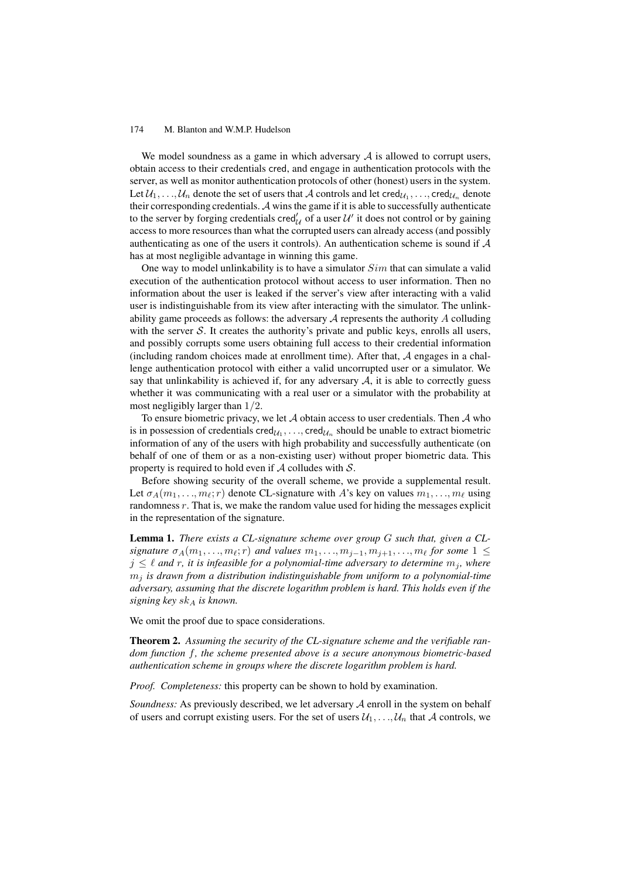We model soundness as a game in which adversary $\mathcal{A}$ is allowed to corrupt users, obtain access to their credentials $\mathsf{cred}$, and engage in authentication protocols with the server, as well as monitor authentication protocols of other (honest) users in the system. Let $\mathcal{U}_1, \ldots, \mathcal{U}_n$ denote the set of users that $\mathcal{A}$ controls and let $\mathsf{cred}_{\mathcal{U}_1}, \ldots, \mathsf{cred}_{\mathcal{U}_n}$ denote their corresponding credentials. $\mathcal{A}$ wins the game if it is able to successfully authenticate to the server by forging credentials $\mathsf{cred}'_{\mathcal{U}}$ of a user $\mathcal{U}'$ it does not control or by gaining access to more resources than what the corrupted users can already access (and possibly authenticating as one of the users it controls). An authentication scheme is sound if $\mathcal{A}$ has at most negligible advantage in winning this game.

One way to model unlinkability is to have a simulator $Sim$ that can simulate a valid execution of the authentication protocol without access to user information. Then no information about the user is leaked if the server's view after interacting with a valid user is indistinguishable from its view after interacting with the simulator. The unlinkability game proceeds as follows: the adversary $\mathcal{A}$ represents the authority $A$ colluding with the server $\mathcal{S}$. It creates the authority's private and public keys, enrolls all users, and possibly corrupts some users obtaining full access to their credential information (including random choices made at enrollment time). After that, $\mathcal{A}$ engages in a challenge authentication protocol with either a valid uncorrupted user or a simulator. We say that unlinkability is achieved if, for any adversary $\mathcal{A}$, it is able to correctly guess whether it was communicating with a real user or a simulator with the probability at most negligibly larger than $1/2$.

To ensure biometric privacy, we let $\mathcal{A}$ obtain access to user credentials. Then $\mathcal{A}$ who is in possession of credentials $\mathsf{cred}_{\mathcal{U}_1}, \ldots, \mathsf{cred}_{\mathcal{U}_n}$ should be unable to extract biometric information of any of the users with high probability and successfully authenticate (on behalf of one of them or as a non-existing user) without proper biometric data. This property is required to hold even if $\mathcal{A}$ colludes with $\mathcal{S}$.

Before showing security of the overall scheme, we provide a supplemental result. Let $\sigma_A(m_1, \ldots, m_\ell; r)$ denote CL-signature with $A$'s key on values $m_1, \ldots, m_\ell$ using randomness $r$. That is, we make the random value used for hiding the messages explicit in the representation of the signature.

**Lemma 1.** *There exists a CL-signature scheme over group $G$ such that, given a CL-signature $\sigma_A(m_1, \ldots, m_\ell; r)$ and values $m_1, \ldots, m_{j-1}, m_{j+1}, \ldots, m_\ell$ for some $1 \leq j \leq \ell$ and $r$, it is infeasible for a polynomial-time adversary to determine $m_j$, where $m_j$ is drawn from a distribution indistinguishable from uniform to a polynomial-time adversary, assuming that the discrete logarithm problem is hard. This holds even if the signing key $sk_A$ is known.*

We omit the proof due to space considerations.

**Theorem 2.** *Assuming the security of the CL-signature scheme and the verifiable random function $f$, the scheme presented above is a secure anonymous biometric-based authentication scheme in groups where the discrete logarithm problem is hard.*

*Proof. Completeness:* this property can be shown to hold by examination.

*Soundness:* As previously described, we let adversary $\mathcal{A}$ enroll in the system on behalf of users and corrupt existing users. For the set of users $\mathcal{U}_1, \ldots, \mathcal{U}_n$ that $\mathcal{A}$ controls, we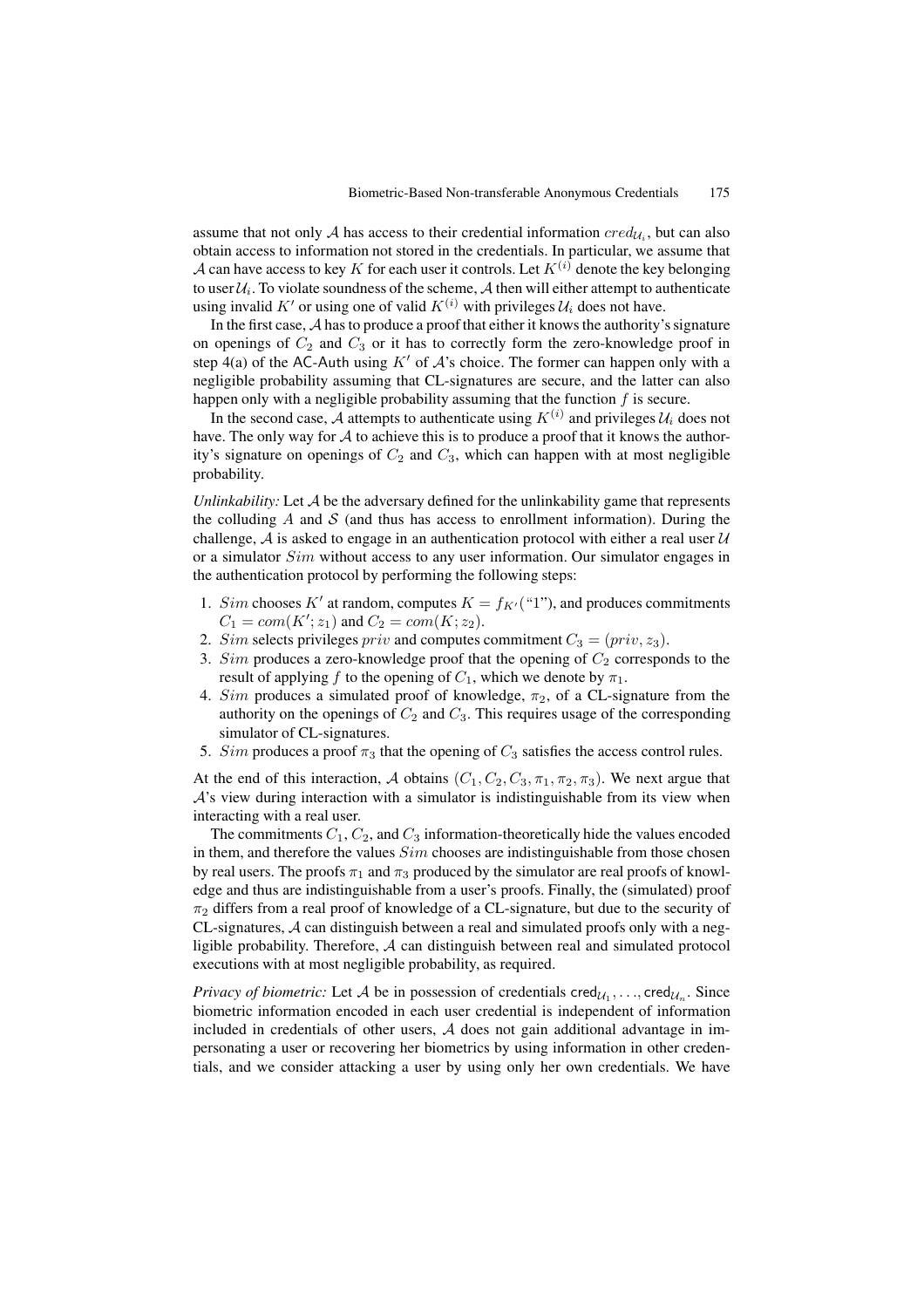assume that not only $\mathcal{A}$ has access to their credential information $cred_{\mathcal{U}_i}$, but can also obtain access to information not stored in the credentials. In particular, we assume that $\mathcal{A}$ can have access to key $K$ for each user it controls. Let $K^{(i)}$ denote the key belonging to user $\mathcal{U}_i$. To violate soundness of the scheme, $\mathcal{A}$ then will either attempt to authenticate using invalid $K'$ or using one of valid $K^{(i)}$ with privileges $\mathcal{U}_i$ does not have.

In the first case, $\mathcal{A}$ has to produce a proof that either it knows the authority's signature on openings of $C_2$ and $C_3$ or it has to correctly form the zero-knowledge proof in step 4(a) of the AC-Auth using $K'$ of $\mathcal{A}$'s choice. The former can happen only with a negligible probability assuming that CL-signatures are secure, and the latter can also happen only with a negligible probability assuming that the function $f$ is secure.

In the second case, $\mathcal{A}$ attempts to authenticate using $K^{(i)}$ and privileges $\mathcal{U}_i$ does not have. The only way for $\mathcal{A}$ to achieve this is to produce a proof that it knows the authority's signature on openings of $C_2$ and $C_3$, which can happen with at most negligible probability.

*Unlinkability:* Let $\mathcal{A}$ be the adversary defined for the unlinkability game that represents the colluding $A$ and $\mathcal{S}$ (and thus has access to enrollment information). During the challenge, $\mathcal{A}$ is asked to engage in an authentication protocol with either a real user $\mathcal{U}$ or a simulator $Sim$ without access to any user information. Our simulator engages in the authentication protocol by performing the following steps:

1. $Sim$ chooses $K'$ at random, computes $K = f_{K'}(\text{“1”})$, and produces commitments $C_1 = com(K'; z_1)$ and $C_2 = com(K; z_2)$.
2. $Sim$ selects privileges $priv$ and computes commitment $C_3 = (priv, z_3)$.
3. $Sim$ produces a zero-knowledge proof that the opening of $C_2$ corresponds to the result of applying $f$ to the opening of $C_1$, which we denote by $\pi_1$.
4. $Sim$ produces a simulated proof of knowledge, $\pi_2$, of a CL-signature from the authority on the openings of $C_2$ and $C_3$. This requires usage of the corresponding simulator of CL-signatures.
5. $Sim$ produces a proof $\pi_3$ that the opening of $C_3$ satisfies the access control rules.

At the end of this interaction, $\mathcal{A}$ obtains $(C_1, C_2, C_3, \pi_1, \pi_2, \pi_3)$. We next argue that $\mathcal{A}$'s view during interaction with a simulator is indistinguishable from its view when interacting with a real user.

The commitments $C_1$, $C_2$, and $C_3$ information-theoretically hide the values encoded in them, and therefore the values $Sim$ chooses are indistinguishable from those chosen by real users. The proofs $\pi_1$ and $\pi_3$ produced by the simulator are real proofs of knowledge and thus are indistinguishable from a user's proofs. Finally, the (simulated) proof $\pi_2$ differs from a real proof of knowledge of a CL-signature, but due to the security of CL-signatures, $\mathcal{A}$ can distinguish between a real and simulated proofs only with a negligible probability. Therefore, $\mathcal{A}$ can distinguish between real and simulated protocol executions with at most negligible probability, as required.

*Privacy of biometric:* Let $\mathcal{A}$ be in possession of credentials $\mathsf{cred}_{\mathcal{U}_1}, \ldots, \mathsf{cred}_{\mathcal{U}_n}$. Since biometric information encoded in each user credential is independent of information included in credentials of other users, $\mathcal{A}$ does not gain additional advantage in impersonating a user or recovering her biometrics by using information in other credentials, and we consider attacking a user by using only her own credentials. We have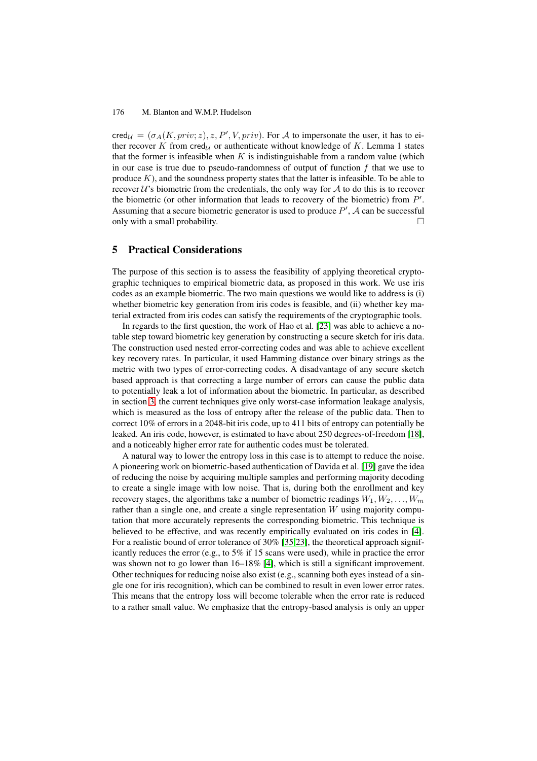$\mathsf{cred}_{\mathcal{U}} = (\sigma_A(K, priv; z), z, P', V, priv)$. For $\mathcal{A}$ to impersonate the user, it has to either recover $K$ from $\mathsf{cred}_{\mathcal{U}}$ or authenticate without knowledge of $K$. Lemma 1 states that the former is infeasible when $K$ is indistinguishable from a random value (which in our case is true due to pseudo-randomness of output of function $f$ that we use to produce $K$), and the soundness property states that the latter is infeasible. To be able to recover $\mathcal{U}$'s biometric from the credentials, the only way for $\mathcal{A}$ to do this is to recover the biometric (or other information that leads to recovery of the biometric) from $P'$. Assuming that a secure biometric generator is used to produce $P'$, $\mathcal{A}$ can be successful only with a small probability. □

## 5 Practical Considerations

The purpose of this section is to assess the feasibility of applying theoretical cryptographic techniques to empirical biometric data, as proposed in this work. We use iris codes as an example biometric. The two main questions we would like to address is (i) whether biometric key generation from iris codes is feasible, and (ii) whether key material extracted from iris codes can satisfy the requirements of the cryptographic tools.

In regards to the first question, the work of Hao et al. [23] was able to achieve a notable step toward biometric key generation by constructing a secure sketch for iris data. The construction used nested error-correcting codes and was able to achieve excellent key recovery rates. In particular, it used Hamming distance over binary strings as the metric with two types of error-correcting codes. A disadvantage of any secure sketch based approach is that correcting a large number of errors can cause the public data to potentially leak a lot of information about the biometric. In particular, as described in section 3, the current techniques give only worst-case information leakage analysis, which is measured as the loss of entropy after the release of the public data. Then to correct 10% of errors in a 2048-bit iris code, up to 411 bits of entropy can potentially be leaked. An iris code, however, is estimated to have about 250 degrees-of-freedom [18], and a noticeably higher error rate for authentic codes must be tolerated.

A natural way to lower the entropy loss in this case is to attempt to reduce the noise. A pioneering work on biometric-based authentication of Davida et al. [19] gave the idea of reducing the noise by acquiring multiple samples and performing majority decoding to create a single image with low noise. That is, during both the enrollment and key recovery stages, the algorithms take a number of biometric readings $W_1, W_2, \ldots, W_m$ rather than a single one, and create a single representation $W$ using majority computation that more accurately represents the corresponding biometric. This technique is believed to be effective, and was recently empirically evaluated on iris codes in [4]. For a realistic bound of error tolerance of 30% [35,23], the theoretical approach significantly reduces the error (e.g., to 5% if 15 scans were used), while in practice the error was shown not to go lower than 16–18% [4], which is still a significant improvement. Other techniques for reducing noise also exist (e.g., scanning both eyes instead of a single one for iris recognition), which can be combined to result in even lower error rates. This means that the entropy loss will become tolerable when the error rate is reduced to a rather small value. We emphasize that the entropy-based analysis is only an upper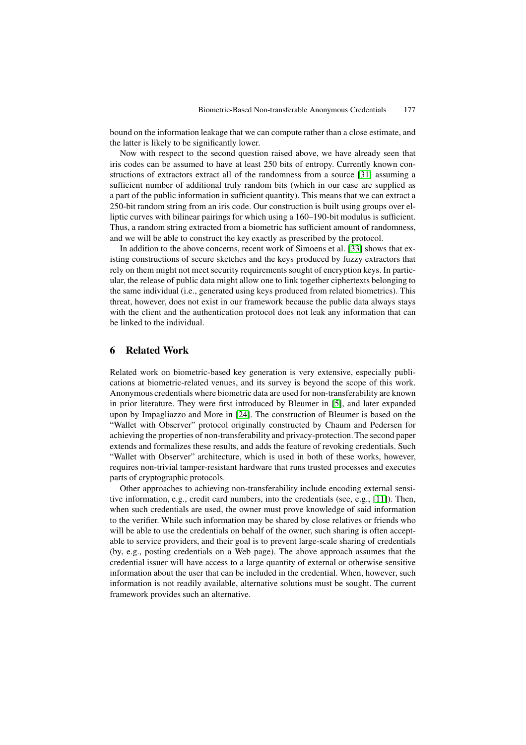bound on the information leakage that we can compute rather than a close estimate, and the latter is likely to be significantly lower.

Now with respect to the second question raised above, we have already seen that iris codes can be assumed to have at least 250 bits of entropy. Currently known constructions of extractors extract all of the randomness from a source [31] assuming a sufficient number of additional truly random bits (which in our case are supplied as a part of the public information in sufficient quantity). This means that we can extract a 250-bit random string from an iris code. Our construction is built using groups over elliptic curves with bilinear pairings for which using a 160–190-bit modulus is sufficient. Thus, a random string extracted from a biometric has sufficient amount of randomness, and we will be able to construct the key exactly as prescribed by the protocol.

In addition to the above concerns, recent work of Simoens et al. [33] shows that existing constructions of secure sketches and the keys produced by fuzzy extractors that rely on them might not meet security requirements sought of encryption keys. In particular, the release of public data might allow one to link together ciphertexts belonging to the same individual (i.e., generated using keys produced from related biometrics). This threat, however, does not exist in our framework because the public data always stays with the client and the authentication protocol does not leak any information that can be linked to the individual.

## 6 Related Work

Related work on biometric-based key generation is very extensive, especially publications at biometric-related venues, and its survey is beyond the scope of this work. Anonymous credentials where biometric data are used for non-transferability are known in prior literature. They were first introduced by Bleumer in [5], and later expanded upon by Impagliazzo and More in [24]. The construction of Bleumer is based on the "Wallet with Observer" protocol originally constructed by Chaum and Pedersen for achieving the properties of non-transferability and privacy-protection. The second paper extends and formalizes these results, and adds the feature of revoking credentials. Such "Wallet with Observer" architecture, which is used in both of these works, however, requires non-trivial tamper-resistant hardware that runs trusted processes and executes parts of cryptographic protocols.

Other approaches to achieving non-transferability include encoding external sensitive information, e.g., credit card numbers, into the credentials (see, e.g., [11]). Then, when such credentials are used, the owner must prove knowledge of said information to the verifier. While such information may be shared by close relatives or friends who will be able to use the credentials on behalf of the owner, such sharing is often acceptable to service providers, and their goal is to prevent large-scale sharing of credentials (by, e.g., posting credentials on a Web page). The above approach assumes that the credential issuer will have access to a large quantity of external or otherwise sensitive information about the user that can be included in the credential. When, however, such information is not readily available, alternative solutions must be sought. The current framework provides such an alternative.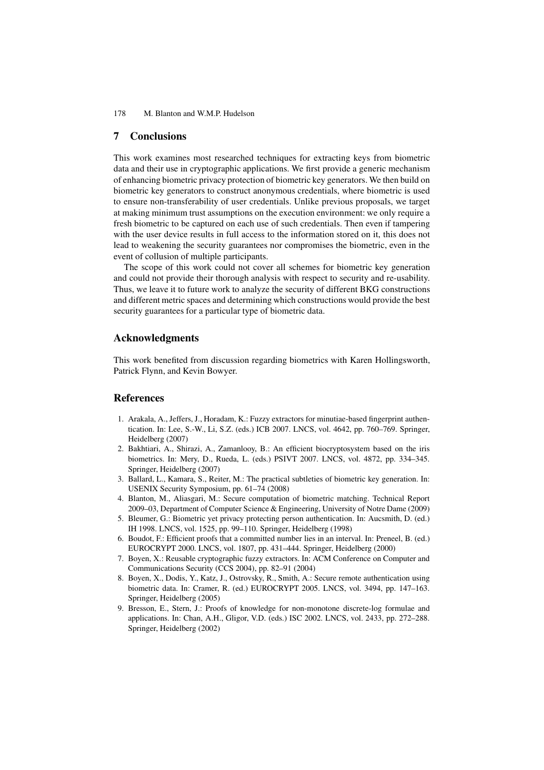## 7 Conclusions

This work examines most researched techniques for extracting keys from biometric data and their use in cryptographic applications. We first provide a generic mechanism of enhancing biometric privacy protection of biometric key generators. We then build on biometric key generators to construct anonymous credentials, where biometric is used to ensure non-transferability of user credentials. Unlike previous proposals, we target at making minimum trust assumptions on the execution environment: we only require a fresh biometric to be captured on each use of such credentials. Then even if tampering with the user device results in full access to the information stored on it, this does not lead to weakening the security guarantees nor compromises the biometric, even in the event of collusion of multiple participants.

The scope of this work could not cover all schemes for biometric key generation and could not provide their thorough analysis with respect to security and re-usability. Thus, we leave it to future work to analyze the security of different BKG constructions and different metric spaces and determining which constructions would provide the best security guarantees for a particular type of biometric data.

## Acknowledgments

This work benefited from discussion regarding biometrics with Karen Hollingsworth, Patrick Flynn, and Kevin Bowyer.

## References

1. Arakala, A., Jeffers, J., Horadam, K.: Fuzzy extractors for minutiae-based fingerprint authentication. In: Lee, S.-W., Li, S.Z. (eds.) ICB 2007. LNCS, vol. 4642, pp. 760–769. Springer, Heidelberg (2007)
2. Bakhtiari, A., Shirazi, A., Zamanlooy, B.: An efficient biocryptosystem based on the iris biometrics. In: Mery, D., Rueda, L. (eds.) PSIVT 2007. LNCS, vol. 4872, pp. 334–345. Springer, Heidelberg (2007)
3. Ballard, L., Kamara, S., Reiter, M.: The practical subtleties of biometric key generation. In: USENIX Security Symposium, pp. 61–74 (2008)
4. Blanton, M., Aliasgari, M.: Secure computation of biometric matching. Technical Report 2009–03, Department of Computer Science & Engineering, University of Notre Dame (2009)
5. Bleumer, G.: Biometric yet privacy protecting person authentication. In: Aucsmith, D. (ed.) IH 1998. LNCS, vol. 1525, pp. 99–110. Springer, Heidelberg (1998)
6. Boudot, F.: Efficient proofs that a committed number lies in an interval. In: Preneel, B. (ed.) EUROCRYPT 2000. LNCS, vol. 1807, pp. 431–444. Springer, Heidelberg (2000)
7. Boyen, X.: Reusable cryptographic fuzzy extractors. In: ACM Conference on Computer and Communications Security (CCS 2004), pp. 82–91 (2004)
8. Boyen, X., Dodis, Y., Katz, J., Ostrovsky, R., Smith, A.: Secure remote authentication using biometric data. In: Cramer, R. (ed.) EUROCRYPT 2005. LNCS, vol. 3494, pp. 147–163. Springer, Heidelberg (2005)
9. Bresson, E., Stern, J.: Proofs of knowledge for non-monotone discrete-log formulae and applications. In: Chan, A.H., Gligor, V.D. (eds.) ISC 2002. LNCS, vol. 2433, pp. 272–288. Springer, Heidelberg (2002)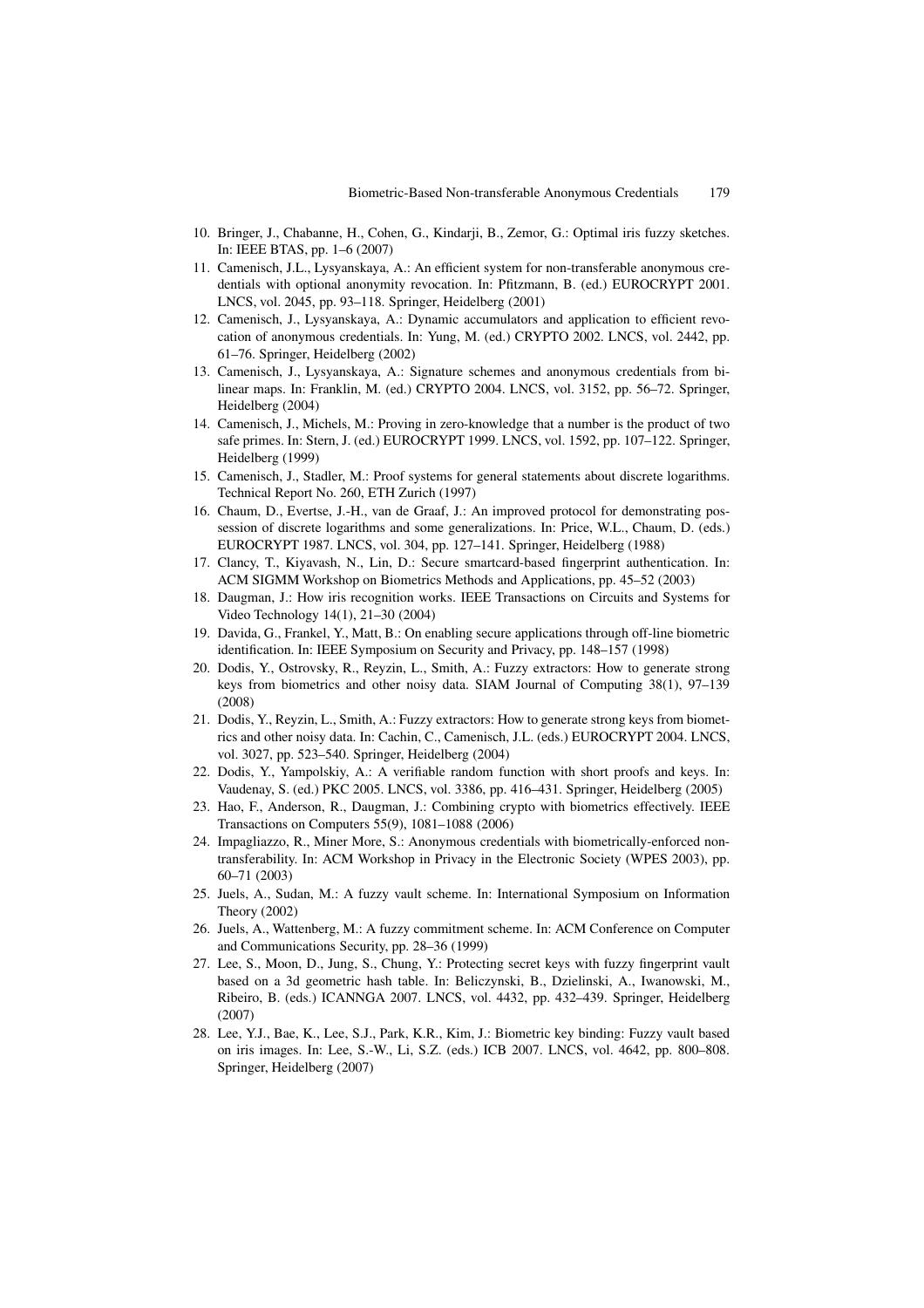10. Bringer, J., Chabanne, H., Cohen, G., Kindarji, B., Zemor, G.: Optimal iris fuzzy sketches. In: IEEE BTAS, pp. 1–6 (2007)
11. Camenisch, J.L., Lysyanskaya, A.: An efficient system for non-transferable anonymous credentials with optional anonymity revocation. In: Pfitzmann, B. (ed.) EUROCRYPT 2001. LNCS, vol. 2045, pp. 93–118. Springer, Heidelberg (2001)
12. Camenisch, J., Lysyanskaya, A.: Dynamic accumulators and application to efficient revocation of anonymous credentials. In: Yung, M. (ed.) CRYPTO 2002. LNCS, vol. 2442, pp. 61–76. Springer, Heidelberg (2002)
13. Camenisch, J., Lysyanskaya, A.: Signature schemes and anonymous credentials from bilinear maps. In: Franklin, M. (ed.) CRYPTO 2004. LNCS, vol. 3152, pp. 56–72. Springer, Heidelberg (2004)
14. Camenisch, J., Michels, M.: Proving in zero-knowledge that a number is the product of two safe primes. In: Stern, J. (ed.) EUROCRYPT 1999. LNCS, vol. 1592, pp. 107–122. Springer, Heidelberg (1999)
15. Camenisch, J., Stadler, M.: Proof systems for general statements about discrete logarithms. Technical Report No. 260, ETH Zurich (1997)
16. Chaum, D., Evertse, J.-H., van de Graaf, J.: An improved protocol for demonstrating possession of discrete logarithms and some generalizations. In: Price, W.L., Chaum, D. (eds.) EUROCRYPT 1987. LNCS, vol. 304, pp. 127–141. Springer, Heidelberg (1988)
17. Clancy, T., Kiyavash, N., Lin, D.: Secure smartcard-based fingerprint authentication. In: ACM SIGMM Workshop on Biometrics Methods and Applications, pp. 45–52 (2003)
18. Daugman, J.: How iris recognition works. IEEE Transactions on Circuits and Systems for Video Technology 14(1), 21–30 (2004)
19. Davida, G., Frankel, Y., Matt, B.: On enabling secure applications through off-line biometric identification. In: IEEE Symposium on Security and Privacy, pp. 148–157 (1998)
20. Dodis, Y., Ostrovsky, R., Reyzin, L., Smith, A.: Fuzzy extractors: How to generate strong keys from biometrics and other noisy data. SIAM Journal of Computing 38(1), 97–139 (2008)
21. Dodis, Y., Reyzin, L., Smith, A.: Fuzzy extractors: How to generate strong keys from biometrics and other noisy data. In: Cachin, C., Camenisch, J.L. (eds.) EUROCRYPT 2004. LNCS, vol. 3027, pp. 523–540. Springer, Heidelberg (2004)
22. Dodis, Y., Yampolskiy, A.: A verifiable random function with short proofs and keys. In: Vaudenay, S. (ed.) PKC 2005. LNCS, vol. 3386, pp. 416–431. Springer, Heidelberg (2005)
23. Hao, F., Anderson, R., Daugman, J.: Combining crypto with biometrics effectively. IEEE Transactions on Computers 55(9), 1081–1088 (2006)
24. Impagliazzo, R., Miner More, S.: Anonymous credentials with biometrically-enforced non-transferability. In: ACM Workshop in Privacy in the Electronic Society (WPES 2003), pp. 60–71 (2003)
25. Juels, A., Sudan, M.: A fuzzy vault scheme. In: International Symposium on Information Theory (2002)
26. Juels, A., Wattenberg, M.: A fuzzy commitment scheme. In: ACM Conference on Computer and Communications Security, pp. 28–36 (1999)
27. Lee, S., Moon, D., Jung, S., Chung, Y.: Protecting secret keys with fuzzy fingerprint vault based on a 3d geometric hash table. In: Beliczynski, B., Dzielinski, A., Iwanowski, M., Ribeiro, B. (eds.) ICANNGA 2007. LNCS, vol. 4432, pp. 432–439. Springer, Heidelberg (2007)
28. Lee, Y.J., Bae, K., Lee, S.J., Park, K.R., Kim, J.: Biometric key binding: Fuzzy vault based on iris images. In: Lee, S.-W., Li, S.Z. (eds.) ICB 2007. LNCS, vol. 4642, pp. 800–808. Springer, Heidelberg (2007)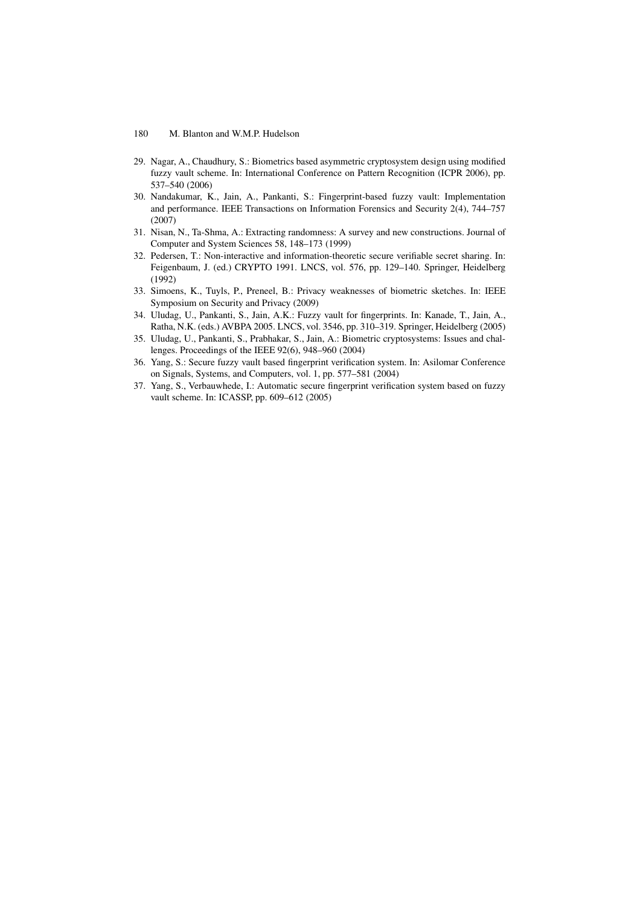29. Nagar, A., Chaudhury, S.: Biometrics based asymmetric cryptosystem design using modified fuzzy vault scheme. In: International Conference on Pattern Recognition (ICPR 2006), pp. 537–540 (2006)
30. Nandakumar, K., Jain, A., Pankanti, S.: Fingerprint-based fuzzy vault: Implementation and performance. IEEE Transactions on Information Forensics and Security 2(4), 744–757 (2007)
31. Nisan, N., Ta-Shma, A.: Extracting randomness: A survey and new constructions. Journal of Computer and System Sciences 58, 148–173 (1999)
32. Pedersen, T.: Non-interactive and information-theoretic secure verifiable secret sharing. In: Feigenbaum, J. (ed.) CRYPTO 1991. LNCS, vol. 576, pp. 129–140. Springer, Heidelberg (1992)
33. Simoens, K., Tuyls, P., Preneel, B.: Privacy weaknesses of biometric sketches. In: IEEE Symposium on Security and Privacy (2009)
34. Uludag, U., Pankanti, S., Jain, A.K.: Fuzzy vault for fingerprints. In: Kanade, T., Jain, A., Ratha, N.K. (eds.) AVBPA 2005. LNCS, vol. 3546, pp. 310–319. Springer, Heidelberg (2005)
35. Uludag, U., Pankanti, S., Prabhakar, S., Jain, A.: Biometric cryptosystems: Issues and challenges. Proceedings of the IEEE 92(6), 948–960 (2004)
36. Yang, S.: Secure fuzzy vault based fingerprint verification system. In: Asilomar Conference on Signals, Systems, and Computers, vol. 1, pp. 577–581 (2004)
37. Yang, S., Verbauwhede, I.: Automatic secure fingerprint verification system based on fuzzy vault scheme. In: ICASSP, pp. 609–612 (2005)